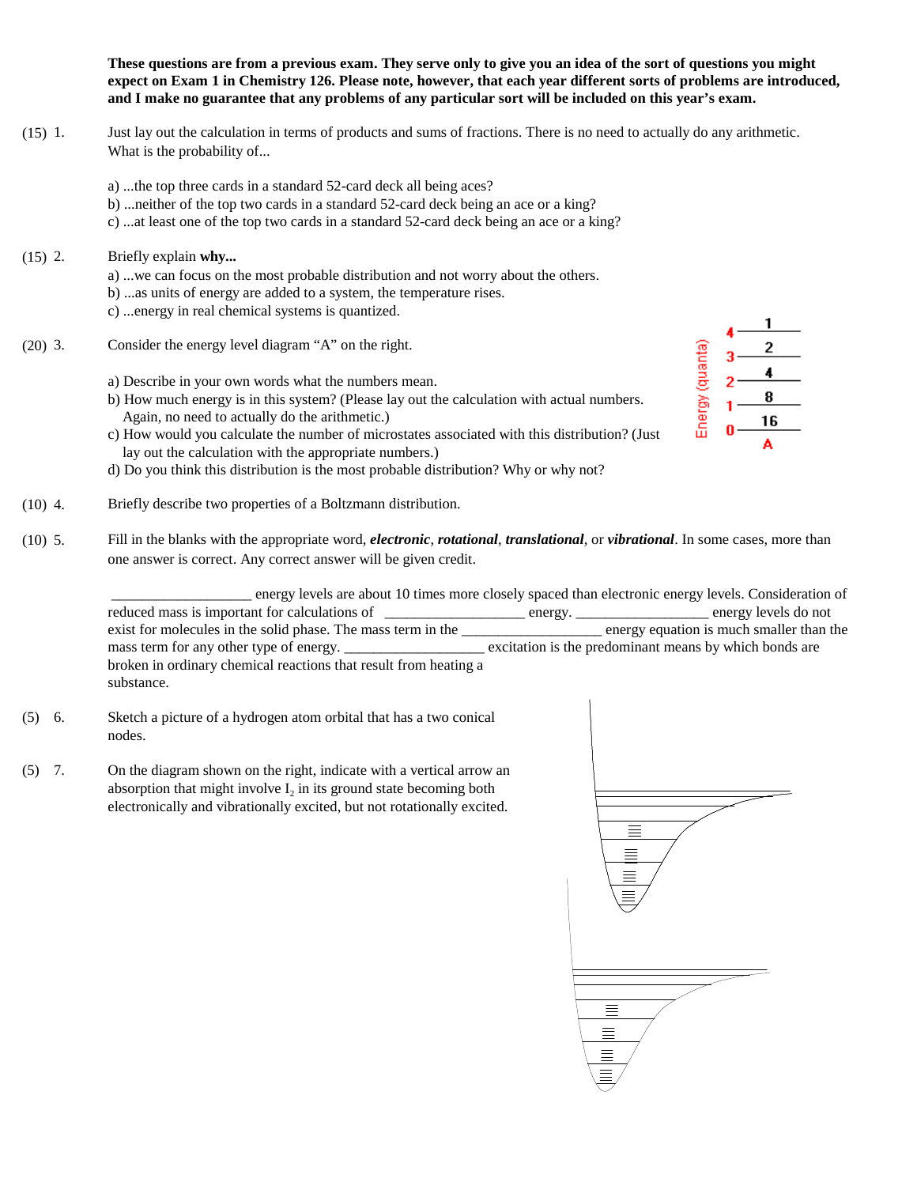**These questions are from a previous exam. They serve only to give you an idea of the sort of questions you might expect on Exam 1 in Chemistry 126. Please note, however, that each year different sorts of problems are introduced, and I make no guarantee that any problems of any particular sort will be included on this year's exam.**

(15) 1. Just lay out the calculation in terms of products and sums of fractions. There is no need to actually do any arithmetic. What is the probability of...

a) ...the top three cards in a standard 52-card deck all being aces?
b) ...neither of the top two cards in a standard 52-card deck being an ace or a king?
c) ...at least one of the top two cards in a standard 52-card deck being an ace or a king?

(15) 2. Briefly explain **why...**

a) ...we can focus on the most probable distribution and not worry about the others.
b) ...as units of energy are added to a system, the temperature rises.
c) ...energy in real chemical systems is quantized.

(20) 3. Consider the energy level diagram "A" on the right.

| Energy (quanta) | A |
|---|---|
| 4 | 1 |
| 3 | 2 |
| 2 | 4 |
| 1 | 8 |
| 0 | 16 |

a) Describe in your own words what the numbers mean.
b) How much energy is in this system? (Please lay out the calculation with actual numbers. Again, no need to actually do the arithmetic.)
c) How would you calculate the number of microstates associated with this distribution? (Just lay out the calculation with the appropriate numbers.)
d) Do you think this distribution is the most probable distribution? Why or why not?

(10) 4. Briefly describe two properties of a Boltzmann distribution.

(10) 5. Fill in the blanks with the appropriate word, ***electronic***, ***rotational***, ***translational***, or ***vibrational***. In some cases, more than one answer is correct. Any correct answer will be given credit.

___________________ energy levels are about 10 times more closely spaced than electronic energy levels. Consideration of reduced mass is important for calculations of ___________________ energy. ___________________ energy levels do not exist for molecules in the solid phase. The mass term in the ___________________ energy equation is much smaller than the mass term for any other type of energy. ___________________ excitation is the predominant means by which bonds are broken in ordinary chemical reactions that result from heating a substance.

(5) 6. Sketch a picture of a hydrogen atom orbital that has a two conical nodes.

(5) 7. On the diagram shown on the right, indicate with a vertical arrow an absorption that might involve $I_2$ in its ground state becoming both electronically and vibrationally excited, but not rotationally excited.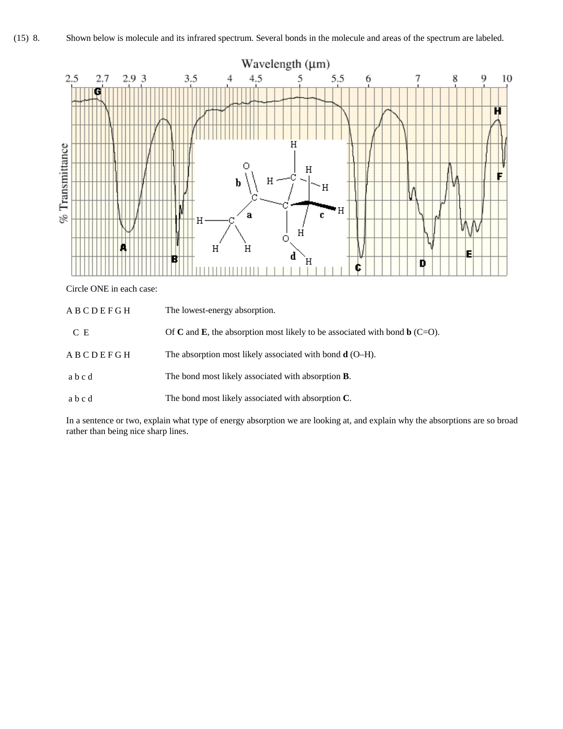(15) 8. Shown below is molecule and its infrared spectrum. Several bonds in the molecule and areas of the spectrum are labeled.

Wavelength (µm)

2.5 2.7 2.9 3 3.5 4 4.5 5 5.5 6 7 8 9 10

% Transmittance

G A B C D E F H

a b c d

Circle ONE in each case:

A B C D E F G H The lowest-energy absorption.

C E Of **C** and **E**, the absorption most likely to be associated with bond **b** (C=O).

A B C D E F G H The absorption most likely associated with bond **d** (O–H).

a b c d The bond most likely associated with absorption **B**.

a b c d The bond most likely associated with absorption **C**.

In a sentence or two, explain what type of energy absorption we are looking at, and explain why the absorptions are so broad rather than being nice sharp lines.